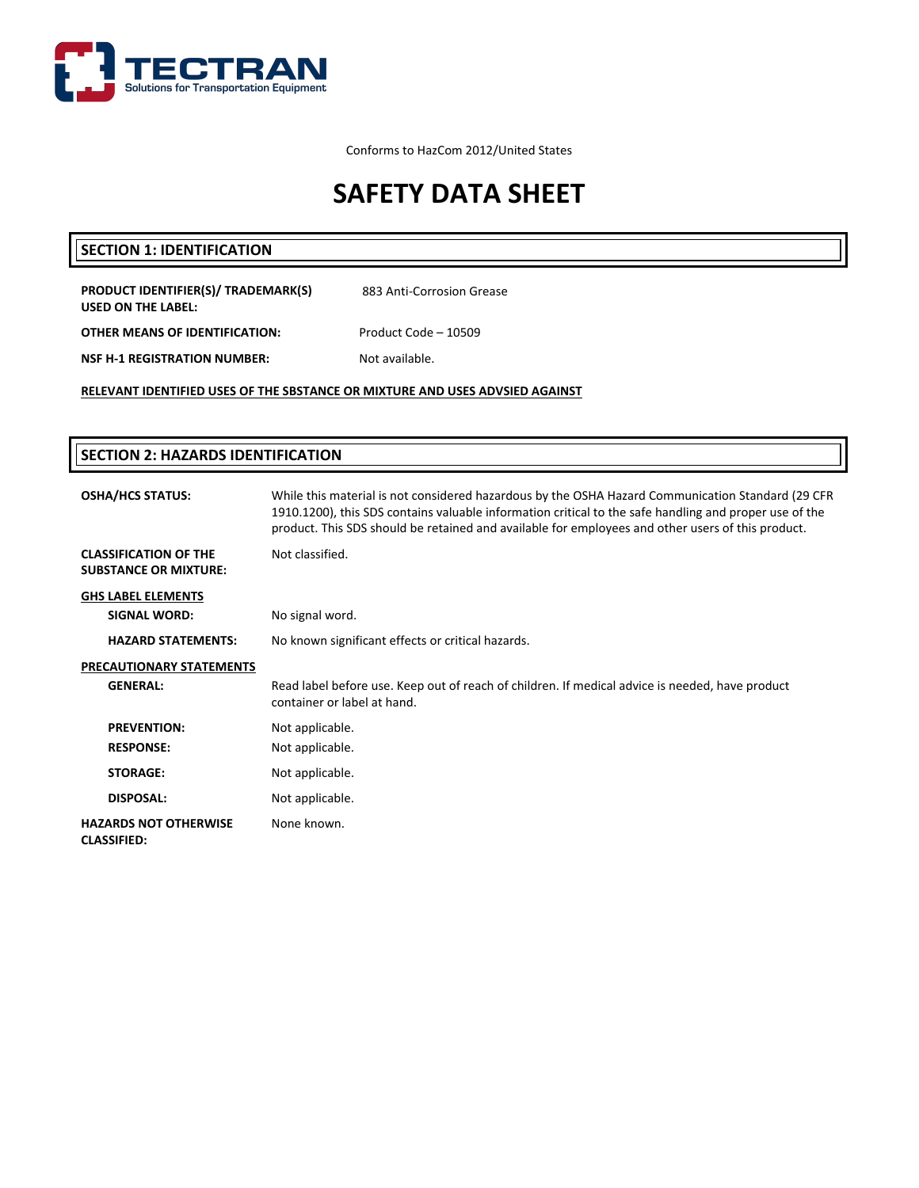TECTRAN
Solutions for Transportation Equipment

Conforms to HazCom 2012/United States

# SAFETY DATA SHEET

## SECTION 1: IDENTIFICATION

**PRODUCT IDENTIFIER(S)/ TRADEMARK(S) USED ON THE LABEL:** 883 Anti-Corrosion Grease

**OTHER MEANS OF IDENTIFICATION:** Product Code – 10509

**NSF H-1 REGISTRATION NUMBER:** Not available.

**RELEVANT IDENTIFIED USES OF THE SBSTANCE OR MIXTURE AND USES ADVSIED AGAINST**

## SECTION 2: HAZARDS IDENTIFICATION

**OSHA/HCS STATUS:** While this material is not considered hazardous by the OSHA Hazard Communication Standard (29 CFR 1910.1200), this SDS contains valuable information critical to the safe handling and proper use of the product. This SDS should be retained and available for employees and other users of this product.

**CLASSIFICATION OF THE SUBSTANCE OR MIXTURE:** Not classified.

**GHS LABEL ELEMENTS**

**SIGNAL WORD:** No signal word.

**HAZARD STATEMENTS:** No known significant effects or critical hazards.

**PRECAUTIONARY STATEMENTS**

**GENERAL:** Read label before use. Keep out of reach of children. If medical advice is needed, have product container or label at hand.

**PREVENTION:** Not applicable.

**RESPONSE:** Not applicable.

**STORAGE:** Not applicable.

**DISPOSAL:** Not applicable.

**HAZARDS NOT OTHERWISE CLASSIFIED:** None known.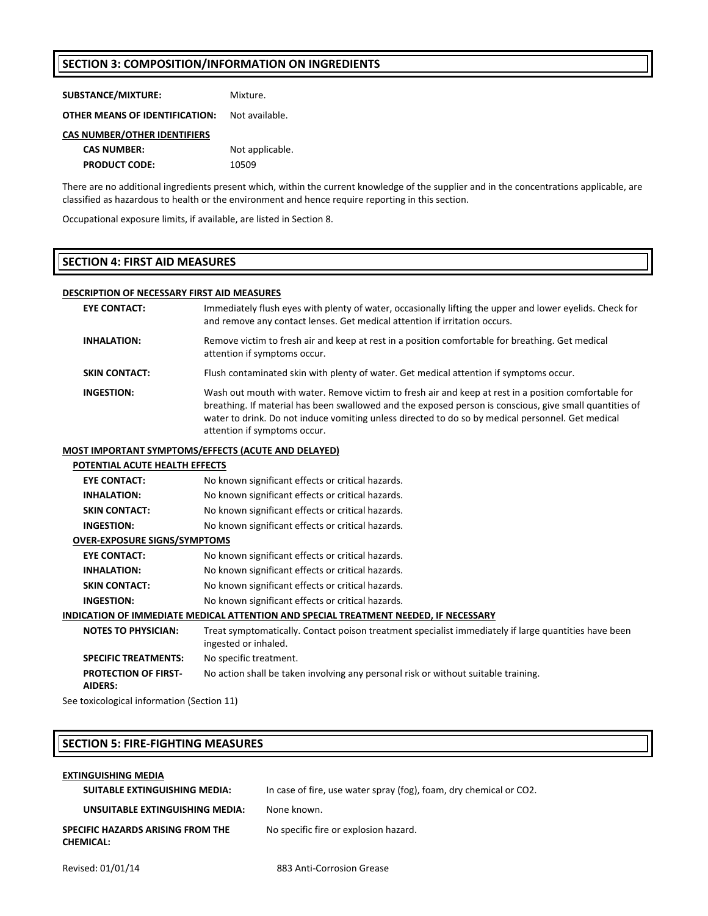## SECTION 3: COMPOSITION/INFORMATION ON INGREDIENTS

**SUBSTANCE/MIXTURE:** Mixture.

**OTHER MEANS OF IDENTIFICATION:** Not available.

**CAS NUMBER/OTHER IDENTIFIERS**

**CAS NUMBER:** Not applicable.

**PRODUCT CODE:** 10509

There are no additional ingredients present which, within the current knowledge of the supplier and in the concentrations applicable, are classified as hazardous to health or the environment and hence require reporting in this section.

Occupational exposure limits, if available, are listed in Section 8.

## SECTION 4: FIRST AID MEASURES

**DESCRIPTION OF NECESSARY FIRST AID MEASURES**

**EYE CONTACT:** Immediately flush eyes with plenty of water, occasionally lifting the upper and lower eyelids. Check for and remove any contact lenses. Get medical attention if irritation occurs.

**INHALATION:** Remove victim to fresh air and keep at rest in a position comfortable for breathing. Get medical attention if symptoms occur.

**SKIN CONTACT:** Flush contaminated skin with plenty of water. Get medical attention if symptoms occur.

**INGESTION:** Wash out mouth with water. Remove victim to fresh air and keep at rest in a position comfortable for breathing. If material has been swallowed and the exposed person is conscious, give small quantities of water to drink. Do not induce vomiting unless directed to do so by medical personnel. Get medical attention if symptoms occur.

**MOST IMPORTANT SYMPTOMS/EFFECTS (ACUTE AND DELAYED)**

**POTENTIAL ACUTE HEALTH EFFECTS**

**EYE CONTACT:** No known significant effects or critical hazards.

**INHALATION:** No known significant effects or critical hazards.

**SKIN CONTACT:** No known significant effects or critical hazards.

**INGESTION:** No known significant effects or critical hazards.

**OVER-EXPOSURE SIGNS/SYMPTOMS**

**EYE CONTACT:** No known significant effects or critical hazards.

**INHALATION:** No known significant effects or critical hazards.

**SKIN CONTACT:** No known significant effects or critical hazards.

**INGESTION:** No known significant effects or critical hazards.

**INDICATION OF IMMEDIATE MEDICAL ATTENTION AND SPECIAL TREATMENT NEEDED, IF NECESSARY**

**NOTES TO PHYSICIAN:** Treat symptomatically. Contact poison treatment specialist immediately if large quantities have been ingested or inhaled.

**SPECIFIC TREATMENTS:** No specific treatment.

**PROTECTION OF FIRST-AIDERS:** No action shall be taken involving any personal risk or without suitable training.

See toxicological information (Section 11)

## SECTION 5: FIRE-FIGHTING MEASURES

**EXTINGUISHING MEDIA**

**SUITABLE EXTINGUISHING MEDIA:** In case of fire, use water spray (fog), foam, dry chemical or $CO_2$.

**UNSUITABLE EXTINGUISHING MEDIA:** None known.

**SPECIFIC HAZARDS ARISING FROM THE CHEMICAL:** No specific fire or explosion hazard.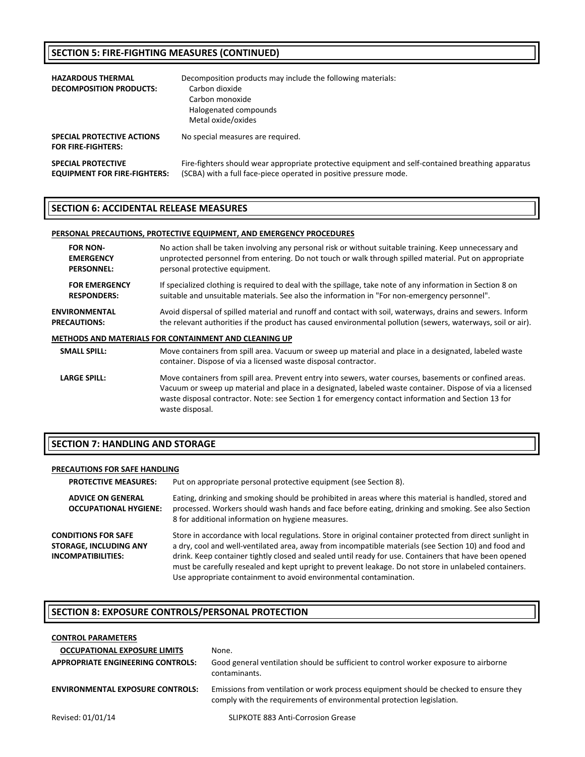## SECTION 5: FIRE-FIGHTING MEASURES (CONTINUED)

**HAZARDOUS THERMAL DECOMPOSITION PRODUCTS:** Decomposition products may include the following materials:
- Carbon dioxide
- Carbon monoxide
- Halogenated compounds
- Metal oxide/oxides

**SPECIAL PROTECTIVE ACTIONS FOR FIRE-FIGHTERS:** No special measures are required.

**SPECIAL PROTECTIVE EQUIPMENT FOR FIRE-FIGHTERS:** Fire-fighters should wear appropriate protective equipment and self-contained breathing apparatus (SCBA) with a full face-piece operated in positive pressure mode.

## SECTION 6: ACCIDENTAL RELEASE MEASURES

### PERSONAL PRECAUTIONS, PROTECTIVE EQUIPMENT, AND EMERGENCY PROCEDURES

**FOR NON-EMERGENCY PERSONNEL:** No action shall be taken involving any personal risk or without suitable training. Keep unnecessary and unprotected personnel from entering. Do not touch or walk through spilled material. Put on appropriate personal protective equipment.

**FOR EMERGENCY RESPONDERS:** If specialized clothing is required to deal with the spillage, take note of any information in Section 8 on suitable and unsuitable materials. See also the information in "For non-emergency personnel".

**ENVIRONMENTAL PRECAUTIONS:** Avoid dispersal of spilled material and runoff and contact with soil, waterways, drains and sewers. Inform the relevant authorities if the product has caused environmental pollution (sewers, waterways, soil or air).

### METHODS AND MATERIALS FOR CONTAINMENT AND CLEANING UP

**SMALL SPILL:** Move containers from spill area. Vacuum or sweep up material and place in a designated, labeled waste container. Dispose of via a licensed waste disposal contractor.

**LARGE SPILL:** Move containers from spill area. Prevent entry into sewers, water courses, basements or confined areas. Vacuum or sweep up material and place in a designated, labeled waste container. Dispose of via a licensed waste disposal contractor. Note: see Section 1 for emergency contact information and Section 13 for waste disposal.

## SECTION 7: HANDLING AND STORAGE

### PRECAUTIONS FOR SAFE HANDLING

**PROTECTIVE MEASURES:** Put on appropriate personal protective equipment (see Section 8).

**ADVICE ON GENERAL OCCUPATIONAL HYGIENE:** Eating, drinking and smoking should be prohibited in areas where this material is handled, stored and processed. Workers should wash hands and face before eating, drinking and smoking. See also Section 8 for additional information on hygiene measures.

**CONDITIONS FOR SAFE STORAGE, INCLUDING ANY INCOMPATIBILITIES:** Store in accordance with local regulations. Store in original container protected from direct sunlight in a dry, cool and well-ventilated area, away from incompatible materials (see Section 10) and food and drink. Keep container tightly closed and sealed until ready for use. Containers that have been opened must be carefully resealed and kept upright to prevent leakage. Do not store in unlabeled containers. Use appropriate containment to avoid environmental contamination.

## SECTION 8: EXPOSURE CONTROLS/PERSONAL PROTECTION

### CONTROL PARAMETERS

**OCCUPATIONAL EXPOSURE LIMITS** None.

**APPROPRIATE ENGINEERING CONTROLS:** Good general ventilation should be sufficient to control worker exposure to airborne contaminants.

**ENVIRONMENTAL EXPOSURE CONTROLS:** Emissions from ventilation or work process equipment should be checked to ensure they comply with the requirements of environmental protection legislation.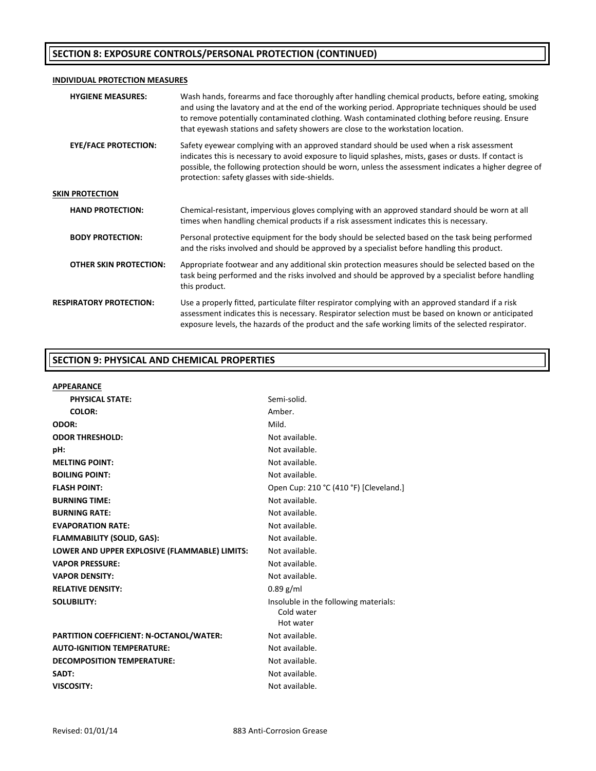## SECTION 8: EXPOSURE CONTROLS/PERSONAL PROTECTION (CONTINUED)

**INDIVIDUAL PROTECTION MEASURES**

**HYGIENE MEASURES:** Wash hands, forearms and face thoroughly after handling chemical products, before eating, smoking and using the lavatory and at the end of the working period. Appropriate techniques should be used to remove potentially contaminated clothing. Wash contaminated clothing before reusing. Ensure that eyewash stations and safety showers are close to the workstation location.

**EYE/FACE PROTECTION:** Safety eyewear complying with an approved standard should be used when a risk assessment indicates this is necessary to avoid exposure to liquid splashes, mists, gases or dusts. If contact is possible, the following protection should be worn, unless the assessment indicates a higher degree of protection: safety glasses with side-shields.

**SKIN PROTECTION**

**HAND PROTECTION:** Chemical-resistant, impervious gloves complying with an approved standard should be worn at all times when handling chemical products if a risk assessment indicates this is necessary.

**BODY PROTECTION:** Personal protective equipment for the body should be selected based on the task being performed and the risks involved and should be approved by a specialist before handling this product.

**OTHER SKIN PROTECTION:** Appropriate footwear and any additional skin protection measures should be selected based on the task being performed and the risks involved and should be approved by a specialist before handling this product.

**RESPIRATORY PROTECTION:** Use a properly fitted, particulate filter respirator complying with an approved standard if a risk assessment indicates this is necessary. Respirator selection must be based on known or anticipated exposure levels, the hazards of the product and the safe working limits of the selected respirator.

## SECTION 9: PHYSICAL AND CHEMICAL PROPERTIES

**APPEARANCE**

| | |
|---|---|
| **PHYSICAL STATE:** | Semi-solid. |
| **COLOR:** | Amber. |
| **ODOR:** | Mild. |
| **ODOR THRESHOLD:** | Not available. |
| **pH:** | Not available. |
| **MELTING POINT:** | Not available. |
| **BOILING POINT:** | Not available. |
| **FLASH POINT:** | Open Cup: 210 °C (410 °F) [Cleveland.] |
| **BURNING TIME:** | Not available. |
| **BURNING RATE:** | Not available. |
| **EVAPORATION RATE:** | Not available. |
| **FLAMMABILITY (SOLID, GAS):** | Not available. |
| **LOWER AND UPPER EXPLOSIVE (FLAMMABLE) LIMITS:** | Not available. |
| **VAPOR PRESSURE:** | Not available. |
| **VAPOR DENSITY:** | Not available. |
| **RELATIVE DENSITY:** | 0.89 g/ml |
| **SOLUBILITY:** | Insoluble in the following materials: Cold water, Hot water |
| **PARTITION COEFFICIENT: N-OCTANOL/WATER:** | Not available. |
| **AUTO-IGNITION TEMPERATURE:** | Not available. |
| **DECOMPOSITION TEMPERATURE:** | Not available. |
| **SADT:** | Not available. |
| **VISCOSITY:** | Not available. |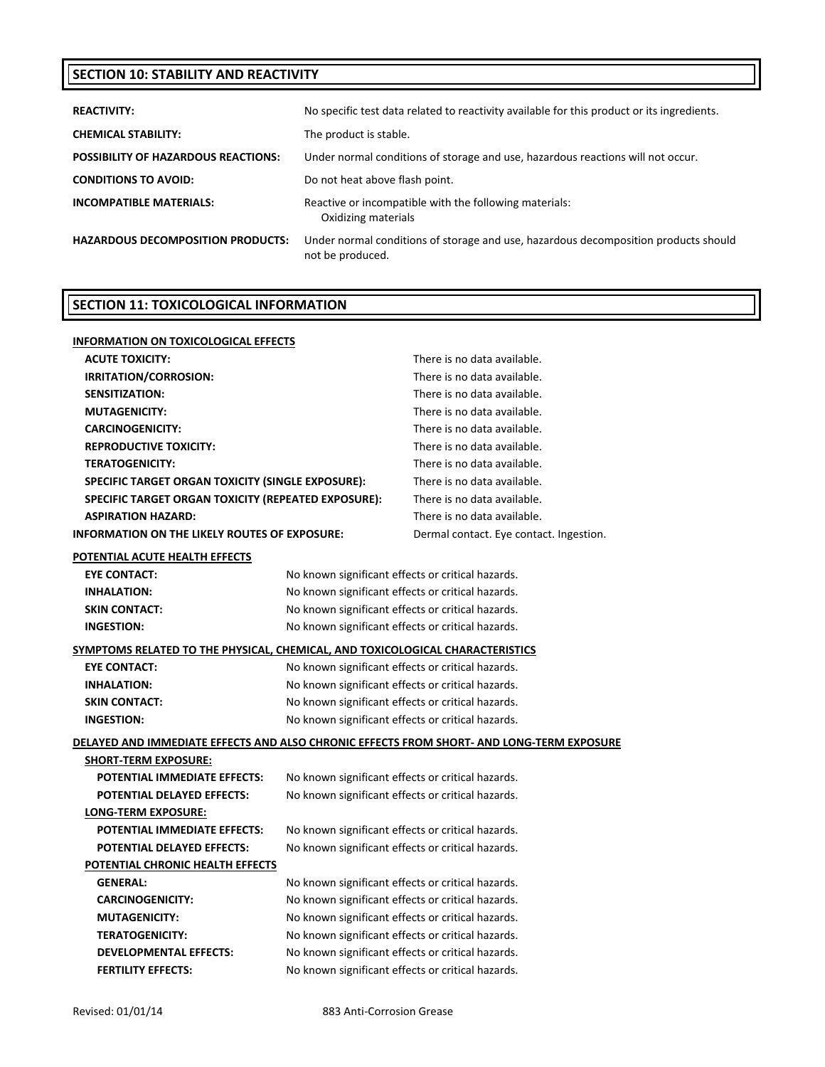## SECTION 10: STABILITY AND REACTIVITY

| | |
|---|---|
| **REACTIVITY:** | No specific test data related to reactivity available for this product or its ingredients. |
| **CHEMICAL STABILITY:** | The product is stable. |
| **POSSIBILITY OF HAZARDOUS REACTIONS:** | Under normal conditions of storage and use, hazardous reactions will not occur. |
| **CONDITIONS TO AVOID:** | Do not heat above flash point. |
| **INCOMPATIBLE MATERIALS:** | Reactive or incompatible with the following materials: Oxidizing materials |
| **HAZARDOUS DECOMPOSITION PRODUCTS:** | Under normal conditions of storage and use, hazardous decomposition products should not be produced. |

## SECTION 11: TOXICOLOGICAL INFORMATION

**INFORMATION ON TOXICOLOGICAL EFFECTS**

| | |
|---|---|
| **ACUTE TOXICITY:** | There is no data available. |
| **IRRITATION/CORROSION:** | There is no data available. |
| **SENSITIZATION:** | There is no data available. |
| **MUTAGENICITY:** | There is no data available. |
| **CARCINOGENICITY:** | There is no data available. |
| **REPRODUCTIVE TOXICITY:** | There is no data available. |
| **TERATOGENICITY:** | There is no data available. |
| **SPECIFIC TARGET ORGAN TOXICITY (SINGLE EXPOSURE):** | There is no data available. |
| **SPECIFIC TARGET ORGAN TOXICITY (REPEATED EXPOSURE):** | There is no data available. |
| **ASPIRATION HAZARD:** | There is no data available. |
| **INFORMATION ON THE LIKELY ROUTES OF EXPOSURE:** | Dermal contact. Eye contact. Ingestion. |

**POTENTIAL ACUTE HEALTH EFFECTS**

| | |
|---|---|
| **EYE CONTACT:** | No known significant effects or critical hazards. |
| **INHALATION:** | No known significant effects or critical hazards. |
| **SKIN CONTACT:** | No known significant effects or critical hazards. |
| **INGESTION:** | No known significant effects or critical hazards. |

**SYMPTOMS RELATED TO THE PHYSICAL, CHEMICAL, AND TOXICOLOGICAL CHARACTERISTICS**

| | |
|---|---|
| **EYE CONTACT:** | No known significant effects or critical hazards. |
| **INHALATION:** | No known significant effects or critical hazards. |
| **SKIN CONTACT:** | No known significant effects or critical hazards. |
| **INGESTION:** | No known significant effects or critical hazards. |

**DELAYED AND IMMEDIATE EFFECTS AND ALSO CHRONIC EFFECTS FROM SHORT- AND LONG-TERM EXPOSURE**

**SHORT-TERM EXPOSURE:**

| | |
|---|---|
| **POTENTIAL IMMEDIATE EFFECTS:** | No known significant effects or critical hazards. |
| **POTENTIAL DELAYED EFFECTS:** | No known significant effects or critical hazards. |

**LONG-TERM EXPOSURE:**

| | |
|---|---|
| **POTENTIAL IMMEDIATE EFFECTS:** | No known significant effects or critical hazards. |
| **POTENTIAL DELAYED EFFECTS:** | No known significant effects or critical hazards. |

**POTENTIAL CHRONIC HEALTH EFFECTS**

| | |
|---|---|
| **GENERAL:** | No known significant effects or critical hazards. |
| **CARCINOGENICITY:** | No known significant effects or critical hazards. |
| **MUTAGENICITY:** | No known significant effects or critical hazards. |
| **TERATOGENICITY:** | No known significant effects or critical hazards. |
| **DEVELOPMENTAL EFFECTS:** | No known significant effects or critical hazards. |
| **FERTILITY EFFECTS:** | No known significant effects or critical hazards. |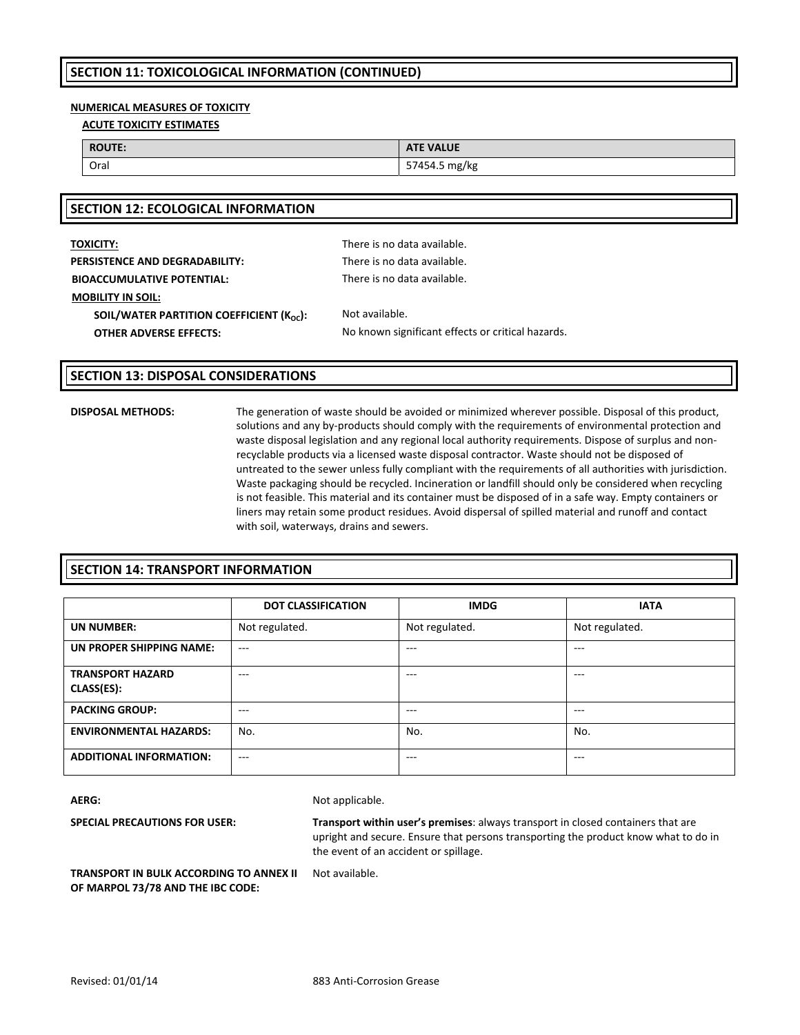## SECTION 11: TOXICOLOGICAL INFORMATION (CONTINUED)

**NUMERICAL MEASURES OF TOXICITY**

**ACUTE TOXICITY ESTIMATES**

| ROUTE: | ATE VALUE |
| --- | --- |
| Oral | 57454.5 mg/kg |

## SECTION 12: ECOLOGICAL INFORMATION

**TOXICITY:** There is no data available.

**PERSISTENCE AND DEGRADABILITY:** There is no data available.

**BIOACCUMULATIVE POTENTIAL:** There is no data available.

**MOBILITY IN SOIL:**

**SOIL/WATER PARTITION COEFFICIENT ($K_{OC}$):** Not available.

**OTHER ADVERSE EFFECTS:** No known significant effects or critical hazards.

## SECTION 13: DISPOSAL CONSIDERATIONS

**DISPOSAL METHODS:** The generation of waste should be avoided or minimized wherever possible. Disposal of this product, solutions and any by-products should comply with the requirements of environmental protection and waste disposal legislation and any regional local authority requirements. Dispose of surplus and non-recyclable products via a licensed waste disposal contractor. Waste should not be disposed of untreated to the sewer unless fully compliant with the requirements of all authorities with jurisdiction. Waste packaging should be recycled. Incineration or landfill should only be considered when recycling is not feasible. This material and its container must be disposed of in a safe way. Empty containers or liners may retain some product residues. Avoid dispersal of spilled material and runoff and contact with soil, waterways, drains and sewers.

## SECTION 14: TRANSPORT INFORMATION

| | DOT CLASSIFICATION | IMDG | IATA |
| --- | --- | --- | --- |
| **UN NUMBER:** | Not regulated. | Not regulated. | Not regulated. |
| **UN PROPER SHIPPING NAME:** | --- | --- | --- |
| **TRANSPORT HAZARD CLASS(ES):** | --- | --- | --- |
| **PACKING GROUP:** | --- | --- | --- |
| **ENVIRONMENTAL HAZARDS:** | No. | No. | No. |
| **ADDITIONAL INFORMATION:** | --- | --- | --- |

**AERG:** Not applicable.

**SPECIAL PRECAUTIONS FOR USER:** **Transport within user's premises**: always transport in closed containers that are upright and secure. Ensure that persons transporting the product know what to do in the event of an accident or spillage.

**TRANSPORT IN BULK ACCORDING TO ANNEX II OF MARPOL 73/78 AND THE IBC CODE:** Not available.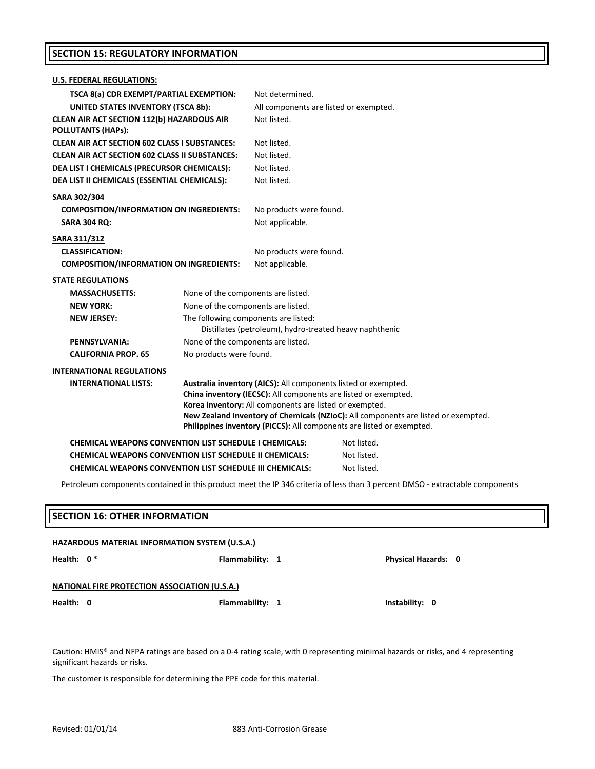## SECTION 15: REGULATORY INFORMATION

**U.S. FEDERAL REGULATIONS:**

| | |
|---|---|
| **TSCA 8(a) CDR EXEMPT/PARTIAL EXEMPTION:** | Not determined. |
| **UNITED STATES INVENTORY (TSCA 8b):** | All components are listed or exempted. |
| **CLEAN AIR ACT SECTION 112(b) HAZARDOUS AIR POLLUTANTS (HAPs):** | Not listed. |
| **CLEAN AIR ACT SECTION 602 CLASS I SUBSTANCES:** | Not listed. |
| **CLEAN AIR ACT SECTION 602 CLASS II SUBSTANCES:** | Not listed. |
| **DEA LIST I CHEMICALS (PRECURSOR CHEMICALS):** | Not listed. |
| **DEA LIST II CHEMICALS (ESSENTIAL CHEMICALS):** | Not listed. |

**SARA 302/304**

| | |
|---|---|
| **COMPOSITION/INFORMATION ON INGREDIENTS:** | No products were found. |
| **SARA 304 RQ:** | Not applicable. |

**SARA 311/312**

| | |
|---|---|
| **CLASSIFICATION:** | No products were found. |
| **COMPOSITION/INFORMATION ON INGREDIENTS:** | Not applicable. |

**STATE REGULATIONS**

| | |
|---|---|
| **MASSACHUSETTS:** | None of the components are listed. |
| **NEW YORK:** | None of the components are listed. |
| **NEW JERSEY:** | The following components are listed: Distillates (petroleum), hydro-treated heavy naphthenic |
| **PENNSYLVANIA:** | None of the components are listed. |
| **CALIFORNIA PROP. 65** | No products were found. |

**INTERNATIONAL REGULATIONS**

**INTERNATIONAL LISTS:**

**Australia inventory (AICS):** All components listed or exempted.
**China inventory (IECSC):** All components are listed or exempted.
**Korea inventory:** All components are listed or exempted.
**New Zealand Inventory of Chemicals (NZIoC):** All components are listed or exempted.
**Philippines inventory (PICCS):** All components are listed or exempted.

| | |
|---|---|
| **CHEMICAL WEAPONS CONVENTION LIST SCHEDULE I CHEMICALS:** | Not listed. |
| **CHEMICAL WEAPONS CONVENTION LIST SCHEDULE II CHEMICALS:** | Not listed. |
| **CHEMICAL WEAPONS CONVENTION LIST SCHEDULE III CHEMICALS:** | Not listed. |

Petroleum components contained in this product meet the IP 346 criteria of less than 3 percent DMSO - extractable components

## SECTION 16: OTHER INFORMATION

**HAZARDOUS MATERIAL INFORMATION SYSTEM (U.S.A.)**

| | | |
|---|---|---|
| **Health: 0 \*** | **Flammability: 1** | **Physical Hazards: 0** |

**NATIONAL FIRE PROTECTION ASSOCIATION (U.S.A.)**

| | | |
|---|---|---|
| **Health: 0** | **Flammability: 1** | **Instability: 0** |

Caution: HMIS® and NFPA ratings are based on a 0-4 rating scale, with 0 representing minimal hazards or risks, and 4 representing significant hazards or risks.

The customer is responsible for determining the PPE code for this material.

Revised: 01/01/14 883 Anti-Corrosion Grease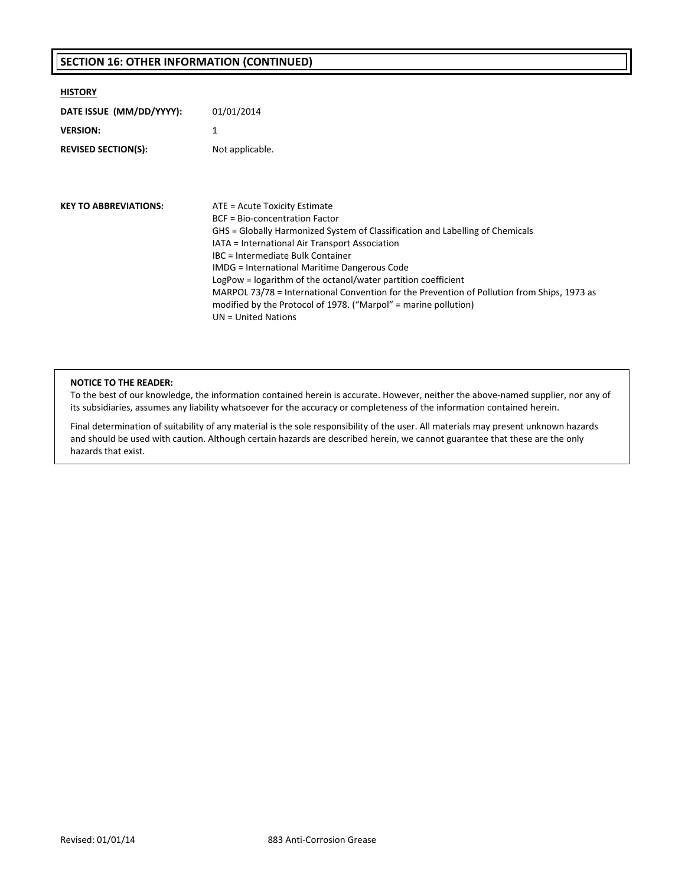## SECTION 16: OTHER INFORMATION (CONTINUED)

**HISTORY**

**DATE ISSUE (MM/DD/YYYY):** 01/01/2014

**VERSION:** 1

**REVISED SECTION(S):** Not applicable.

**KEY TO ABBREVIATIONS:**

ATE = Acute Toxicity Estimate
BCF = Bio-concentration Factor
GHS = Globally Harmonized System of Classification and Labelling of Chemicals
IATA = International Air Transport Association
IBC = Intermediate Bulk Container
IMDG = International Maritime Dangerous Code
LogPow = logarithm of the octanol/water partition coefficient
MARPOL 73/78 = International Convention for the Prevention of Pollution from Ships, 1973 as modified by the Protocol of 1978. ("Marpol" = marine pollution)
UN = United Nations

**NOTICE TO THE READER:**

To the best of our knowledge, the information contained herein is accurate. However, neither the above-named supplier, nor any of its subsidiaries, assumes any liability whatsoever for the accuracy or completeness of the information contained herein.

Final determination of suitability of any material is the sole responsibility of the user. All materials may present unknown hazards and should be used with caution. Although certain hazards are described herein, we cannot guarantee that these are the only hazards that exist.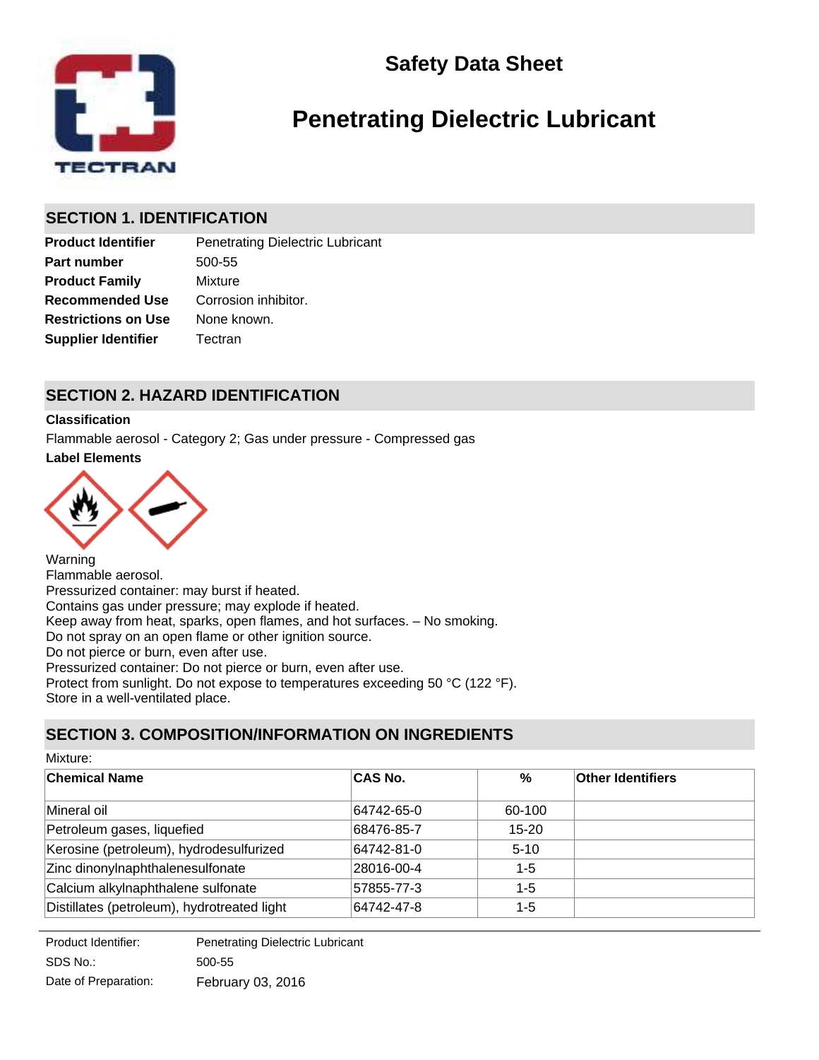# Safety Data Sheet

# Penetrating Dielectric Lubricant

## SECTION 1. IDENTIFICATION

| | |
|---|---|
| **Product Identifier** | Penetrating Dielectric Lubricant |
| **Part number** | 500-55 |
| **Product Family** | Mixture |
| **Recommended Use** | Corrosion inhibitor. |
| **Restrictions on Use** | None known. |
| **Supplier Identifier** | Tectran |

## SECTION 2. HAZARD IDENTIFICATION

**Classification**

Flammable aerosol - Category 2; Gas under pressure - Compressed gas

**Label Elements**

Warning
Flammable aerosol.
Pressurized container: may burst if heated.
Contains gas under pressure; may explode if heated.
Keep away from heat, sparks, open flames, and hot surfaces. – No smoking.
Do not spray on an open flame or other ignition source.
Do not pierce or burn, even after use.
Pressurized container: Do not pierce or burn, even after use.
Protect from sunlight. Do not expose to temperatures exceeding 50 °C (122 °F).
Store in a well-ventilated place.

## SECTION 3. COMPOSITION/INFORMATION ON INGREDIENTS

Mixture:

| Chemical Name | CAS No. | % | Other Identifiers |
|---|---|---|---|
| Mineral oil | 64742-65-0 | 60-100 | |
| Petroleum gases, liquefied | 68476-85-7 | 15-20 | |
| Kerosine (petroleum), hydrodesulfurized | 64742-81-0 | 5-10 | |
| Zinc dinonylnaphthalenesulfonate | 28016-00-4 | 1-5 | |
| Calcium alkylnaphthalene sulfonate | 57855-77-3 | 1-5 | |
| Distillates (petroleum), hydrotreated light | 64742-47-8 | 1-5 | |

| | |
|---|---|
| Product Identifier: | Penetrating Dielectric Lubricant |
| SDS No.: | 500-55 |
| Date of Preparation: | February 03, 2016 |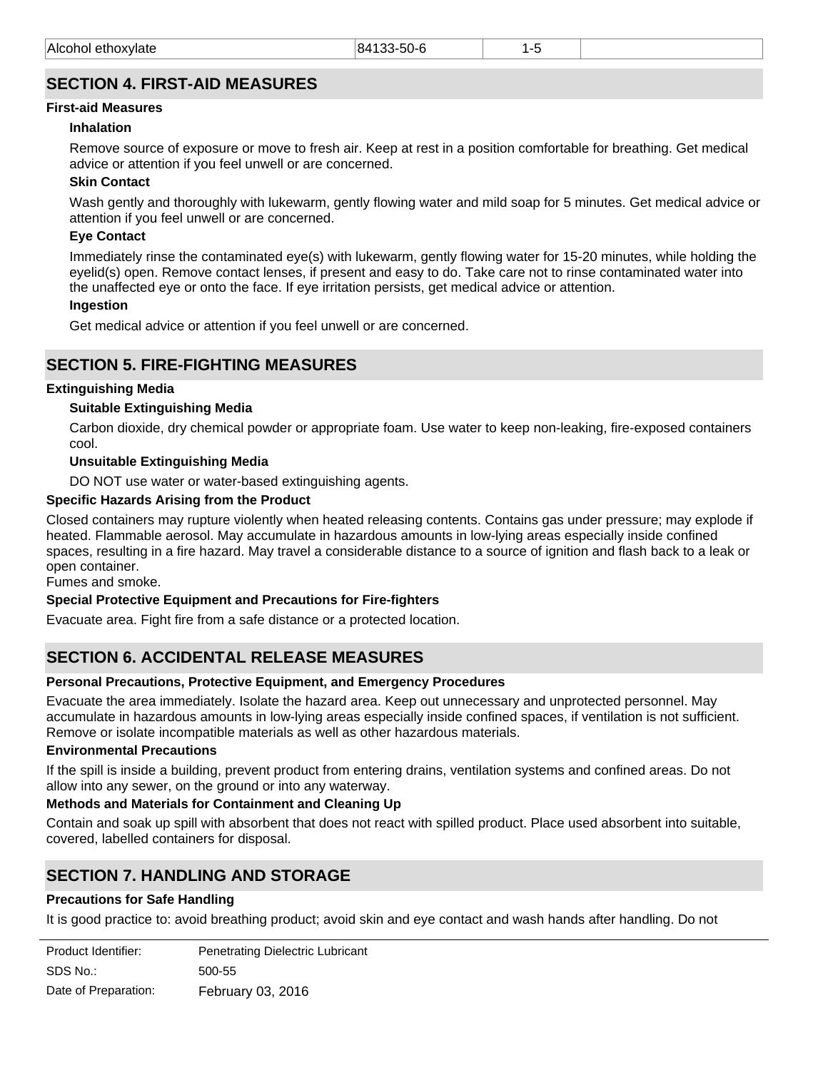| Alcohol ethoxylate | 84133-50-6 | 1-5 | |
|---|---|---|---|

## SECTION 4. FIRST-AID MEASURES

**First-aid Measures**

**Inhalation**

Remove source of exposure or move to fresh air. Keep at rest in a position comfortable for breathing. Get medical advice or attention if you feel unwell or are concerned.

**Skin Contact**

Wash gently and thoroughly with lukewarm, gently flowing water and mild soap for 5 minutes. Get medical advice or attention if you feel unwell or are concerned.

**Eye Contact**

Immediately rinse the contaminated eye(s) with lukewarm, gently flowing water for 15-20 minutes, while holding the eyelid(s) open. Remove contact lenses, if present and easy to do. Take care not to rinse contaminated water into the unaffected eye or onto the face. If eye irritation persists, get medical advice or attention.

**Ingestion**

Get medical advice or attention if you feel unwell or are concerned.

## SECTION 5. FIRE-FIGHTING MEASURES

**Extinguishing Media**

**Suitable Extinguishing Media**

Carbon dioxide, dry chemical powder or appropriate foam. Use water to keep non-leaking, fire-exposed containers cool.

**Unsuitable Extinguishing Media**

DO NOT use water or water-based extinguishing agents.

**Specific Hazards Arising from the Product**

Closed containers may rupture violently when heated releasing contents. Contains gas under pressure; may explode if heated. Flammable aerosol. May accumulate in hazardous amounts in low-lying areas especially inside confined spaces, resulting in a fire hazard. May travel a considerable distance to a source of ignition and flash back to a leak or open container.
Fumes and smoke.

**Special Protective Equipment and Precautions for Fire-fighters**

Evacuate area. Fight fire from a safe distance or a protected location.

## SECTION 6. ACCIDENTAL RELEASE MEASURES

**Personal Precautions, Protective Equipment, and Emergency Procedures**

Evacuate the area immediately. Isolate the hazard area. Keep out unnecessary and unprotected personnel. May accumulate in hazardous amounts in low-lying areas especially inside confined spaces, if ventilation is not sufficient. Remove or isolate incompatible materials as well as other hazardous materials.

**Environmental Precautions**

If the spill is inside a building, prevent product from entering drains, ventilation systems and confined areas. Do not allow into any sewer, on the ground or into any waterway.

**Methods and Materials for Containment and Cleaning Up**

Contain and soak up spill with absorbent that does not react with spilled product. Place used absorbent into suitable, covered, labelled containers for disposal.

## SECTION 7. HANDLING AND STORAGE

**Precautions for Safe Handling**

It is good practice to: avoid breathing product; avoid skin and eye contact and wash hands after handling. Do not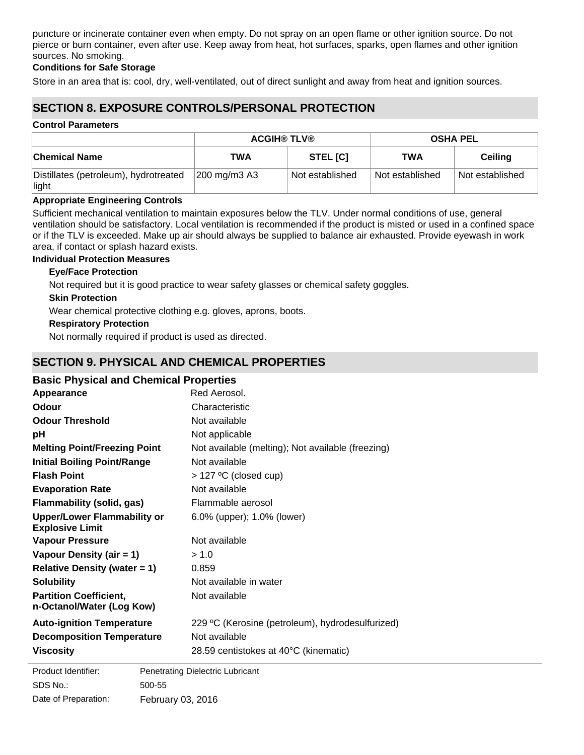puncture or incinerate container even when empty. Do not spray on an open flame or other ignition source. Do not pierce or burn container, even after use. Keep away from heat, hot surfaces, sparks, open flames and other ignition sources. No smoking.

**Conditions for Safe Storage**

Store in an area that is: cool, dry, well-ventilated, out of direct sunlight and away from heat and ignition sources.

## SECTION 8. EXPOSURE CONTROLS/PERSONAL PROTECTION

**Control Parameters**

| | ACGIH® TLV® | | OSHA PEL | |
|---|---|---|---|---|
| **Chemical Name** | **TWA** | **STEL [C]** | **TWA** | **Ceiling** |
| Distillates (petroleum), hydrotreated light | 200 mg/m3 A3 | Not established | Not established | Not established |

**Appropriate Engineering Controls**

Sufficient mechanical ventilation to maintain exposures below the TLV. Under normal conditions of use, general ventilation should be satisfactory. Local ventilation is recommended if the product is misted or used in a confined space or if the TLV is exceeded. Make up air should always be supplied to balance air exhausted. Provide eyewash in work area, if contact or splash hazard exists.

**Individual Protection Measures**

**Eye/Face Protection**

Not required but it is good practice to wear safety glasses or chemical safety goggles.

**Skin Protection**

Wear chemical protective clothing e.g. gloves, aprons, boots.

**Respiratory Protection**

Not normally required if product is used as directed.

## SECTION 9. PHYSICAL AND CHEMICAL PROPERTIES

### Basic Physical and Chemical Properties

| | |
|---|---|
| **Appearance** | Red Aerosol. |
| **Odour** | Characteristic |
| **Odour Threshold** | Not available |
| **pH** | Not applicable |
| **Melting Point/Freezing Point** | Not available (melting); Not available (freezing) |
| **Initial Boiling Point/Range** | Not available |
| **Flash Point** | > 127 ºC (closed cup) |
| **Evaporation Rate** | Not available |
| **Flammability (solid, gas)** | Flammable aerosol |
| **Upper/Lower Flammability or Explosive Limit** | 6.0% (upper); 1.0% (lower) |
| **Vapour Pressure** | Not available |
| **Vapour Density (air = 1)** | > 1.0 |
| **Relative Density (water = 1)** | 0.859 |
| **Solubility** | Not available in water |
| **Partition Coefficient, n-Octanol/Water (Log Kow)** | Not available |
| **Auto-ignition Temperature** | 229 ºC (Kerosine (petroleum), hydrodesulfurized) |
| **Decomposition Temperature** | Not available |
| **Viscosity** | 28.59 centistokes at 40°C (kinematic) |

Product Identifier: Penetrating Dielectric Lubricant
SDS No.: 500-55
Date of Preparation: February 03, 2016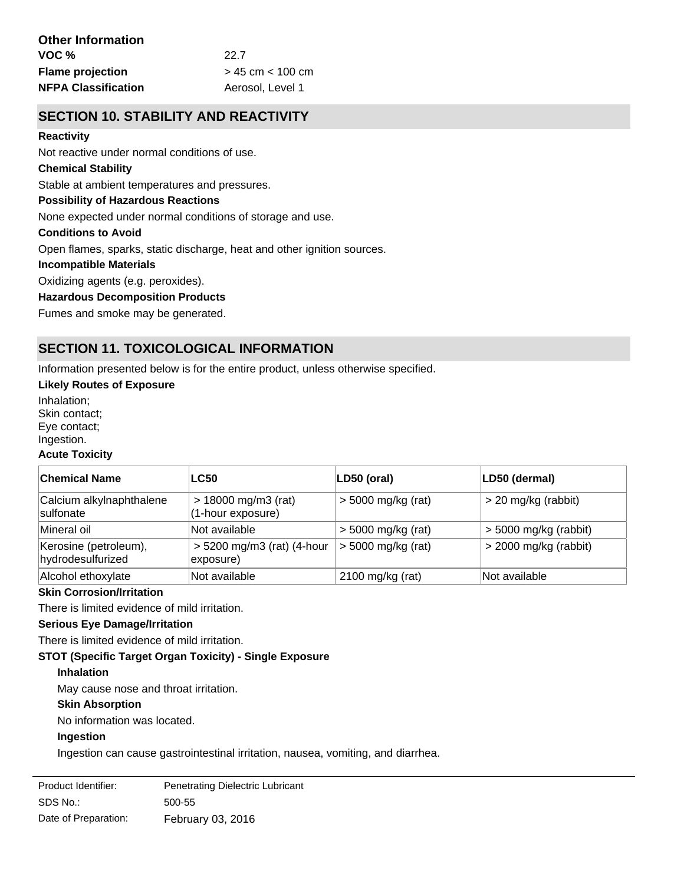### Other Information

**VOC %** 22.7

**Flame projection** > 45 cm < 100 cm

**NFPA Classification** Aerosol, Level 1

## SECTION 10. STABILITY AND REACTIVITY

**Reactivity**

Not reactive under normal conditions of use.

**Chemical Stability**

Stable at ambient temperatures and pressures.

**Possibility of Hazardous Reactions**

None expected under normal conditions of storage and use.

**Conditions to Avoid**

Open flames, sparks, static discharge, heat and other ignition sources.

**Incompatible Materials**

Oxidizing agents (e.g. peroxides).

**Hazardous Decomposition Products**

Fumes and smoke may be generated.

## SECTION 11. TOXICOLOGICAL INFORMATION

Information presented below is for the entire product, unless otherwise specified.

**Likely Routes of Exposure**

Inhalation;
Skin contact;
Eye contact;
Ingestion.

**Acute Toxicity**

| Chemical Name | LC50 | LD50 (oral) | LD50 (dermal) |
|---|---|---|---|
| Calcium alkylnaphthalene sulfonate | > 18000 mg/m3 (rat) (1-hour exposure) | > 5000 mg/kg (rat) | > 20 mg/kg (rabbit) |
| Mineral oil | Not available | > 5000 mg/kg (rat) | > 5000 mg/kg (rabbit) |
| Kerosine (petroleum), hydrodesulfurized | > 5200 mg/m3 (rat) (4-hour exposure) | > 5000 mg/kg (rat) | > 2000 mg/kg (rabbit) |
| Alcohol ethoxylate | Not available | 2100 mg/kg (rat) | Not available |

**Skin Corrosion/Irritation**

There is limited evidence of mild irritation.

**Serious Eye Damage/Irritation**

There is limited evidence of mild irritation.

**STOT (Specific Target Organ Toxicity) - Single Exposure**

**Inhalation**

May cause nose and throat irritation.

**Skin Absorption**

No information was located.

**Ingestion**

Ingestion can cause gastrointestinal irritation, nausea, vomiting, and diarrhea.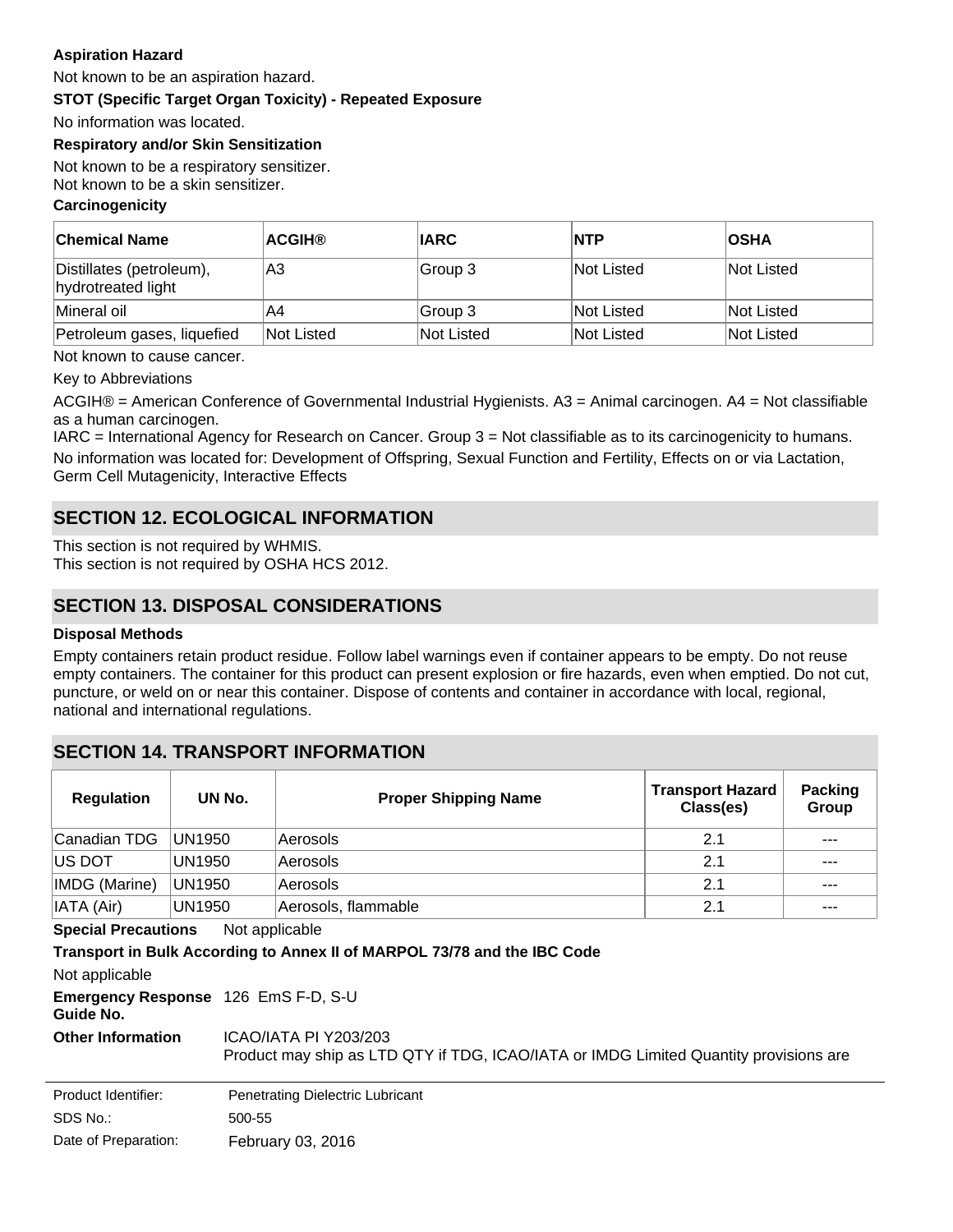**Aspiration Hazard**

Not known to be an aspiration hazard.

**STOT (Specific Target Organ Toxicity) - Repeated Exposure**

No information was located.

**Respiratory and/or Skin Sensitization**

Not known to be a respiratory sensitizer.
Not known to be a skin sensitizer.

**Carcinogenicity**

| Chemical Name | ACGIH® | IARC | NTP | OSHA |
|---|---|---|---|---|
| Distillates (petroleum), hydrotreated light | A3 | Group 3 | Not Listed | Not Listed |
| Mineral oil | A4 | Group 3 | Not Listed | Not Listed |
| Petroleum gases, liquefied | Not Listed | Not Listed | Not Listed | Not Listed |

Not known to cause cancer.

Key to Abbreviations

ACGIH® = American Conference of Governmental Industrial Hygienists. A3 = Animal carcinogen. A4 = Not classifiable as a human carcinogen.

IARC = International Agency for Research on Cancer. Group 3 = Not classifiable as to its carcinogenicity to humans.

No information was located for: Development of Offspring, Sexual Function and Fertility, Effects on or via Lactation, Germ Cell Mutagenicity, Interactive Effects

## SECTION 12. ECOLOGICAL INFORMATION

This section is not required by WHMIS.
This section is not required by OSHA HCS 2012.

## SECTION 13. DISPOSAL CONSIDERATIONS

**Disposal Methods**

Empty containers retain product residue. Follow label warnings even if container appears to be empty. Do not reuse empty containers. The container for this product can present explosion or fire hazards, even when emptied. Do not cut, puncture, or weld on or near this container. Dispose of contents and container in accordance with local, regional, national and international regulations.

## SECTION 14. TRANSPORT INFORMATION

| Regulation | UN No. | Proper Shipping Name | Transport Hazard Class(es) | Packing Group |
|---|---|---|---|---|
| Canadian TDG | UN1950 | Aerosols | 2.1 | --- |
| US DOT | UN1950 | Aerosols | 2.1 | --- |
| IMDG (Marine) | UN1950 | Aerosols | 2.1 | --- |
| IATA (Air) | UN1950 | Aerosols, flammable | 2.1 | --- |

**Special Precautions** Not applicable

**Transport in Bulk According to Annex II of MARPOL 73/78 and the IBC Code**

Not applicable

**Emergency Response Guide No.** 126 EmS F-D, S-U

**Other Information** ICAO/IATA PI Y203/203
Product may ship as LTD QTY if TDG, ICAO/IATA or IMDG Limited Quantity provisions are

Product Identifier: Penetrating Dielectric Lubricant
SDS No.: 500-55
Date of Preparation: February 03, 2016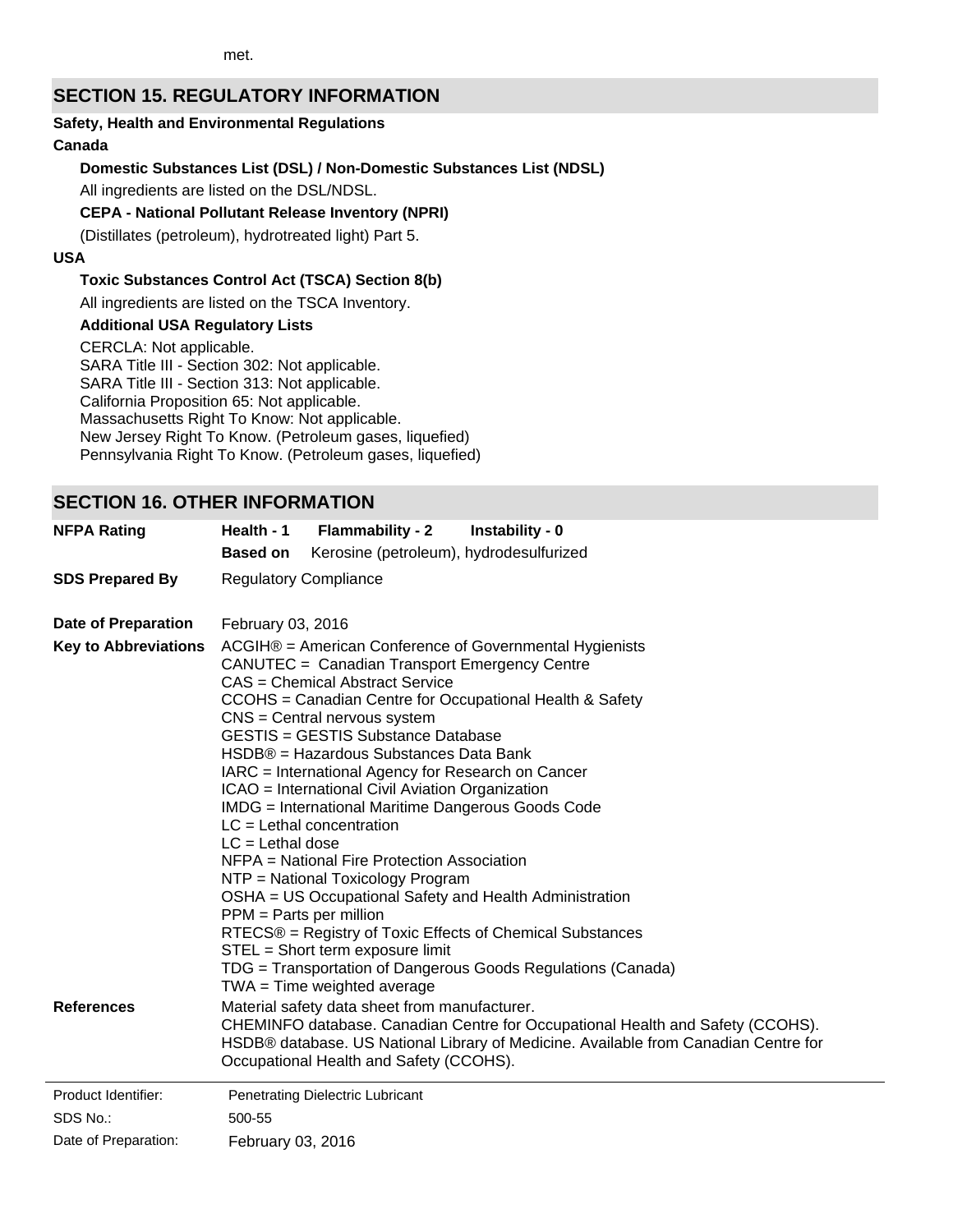met.

## SECTION 15. REGULATORY INFORMATION

**Safety, Health and Environmental Regulations**

**Canada**

**Domestic Substances List (DSL) / Non-Domestic Substances List (NDSL)**

All ingredients are listed on the DSL/NDSL.

**CEPA - National Pollutant Release Inventory (NPRI)**

(Distillates (petroleum), hydrotreated light) Part 5.

**USA**

**Toxic Substances Control Act (TSCA) Section 8(b)**

All ingredients are listed on the TSCA Inventory.

**Additional USA Regulatory Lists**

CERCLA: Not applicable.
SARA Title III - Section 302: Not applicable.
SARA Title III - Section 313: Not applicable.
California Proposition 65: Not applicable.
Massachusetts Right To Know: Not applicable.
New Jersey Right To Know. (Petroleum gases, liquefied)
Pennsylvania Right To Know. (Petroleum gases, liquefied)

## SECTION 16. OTHER INFORMATION

**NFPA Rating** — **Health - 1** **Flammability - 2** **Instability - 0**
**Based on** Kerosine (petroleum), hydrodesulfurized

**SDS Prepared By** — Regulatory Compliance

**Date of Preparation** — February 03, 2016

**Key to Abbreviations**

ACGIH® = American Conference of Governmental Hygienists
CANUTEC = Canadian Transport Emergency Centre
CAS = Chemical Abstract Service
CCOHS = Canadian Centre for Occupational Health & Safety
CNS = Central nervous system
GESTIS = GESTIS Substance Database
HSDB® = Hazardous Substances Data Bank
IARC = International Agency for Research on Cancer
ICAO = International Civil Aviation Organization
IMDG = International Maritime Dangerous Goods Code
LC = Lethal concentration
LC = Lethal dose
NFPA = National Fire Protection Association
NTP = National Toxicology Program
OSHA = US Occupational Safety and Health Administration
PPM = Parts per million
RTECS® = Registry of Toxic Effects of Chemical Substances
STEL = Short term exposure limit
TDG = Transportation of Dangerous Goods Regulations (Canada)
TWA = Time weighted average

**References**

Material safety data sheet from manufacturer.
CHEMINFO database. Canadian Centre for Occupational Health and Safety (CCOHS).
HSDB® database. US National Library of Medicine. Available from Canadian Centre for Occupational Health and Safety (CCOHS).

| | |
|---|---|
| Product Identifier: | Penetrating Dielectric Lubricant |
| SDS No.: | 500-55 |
| Date of Preparation: | February 03, 2016 |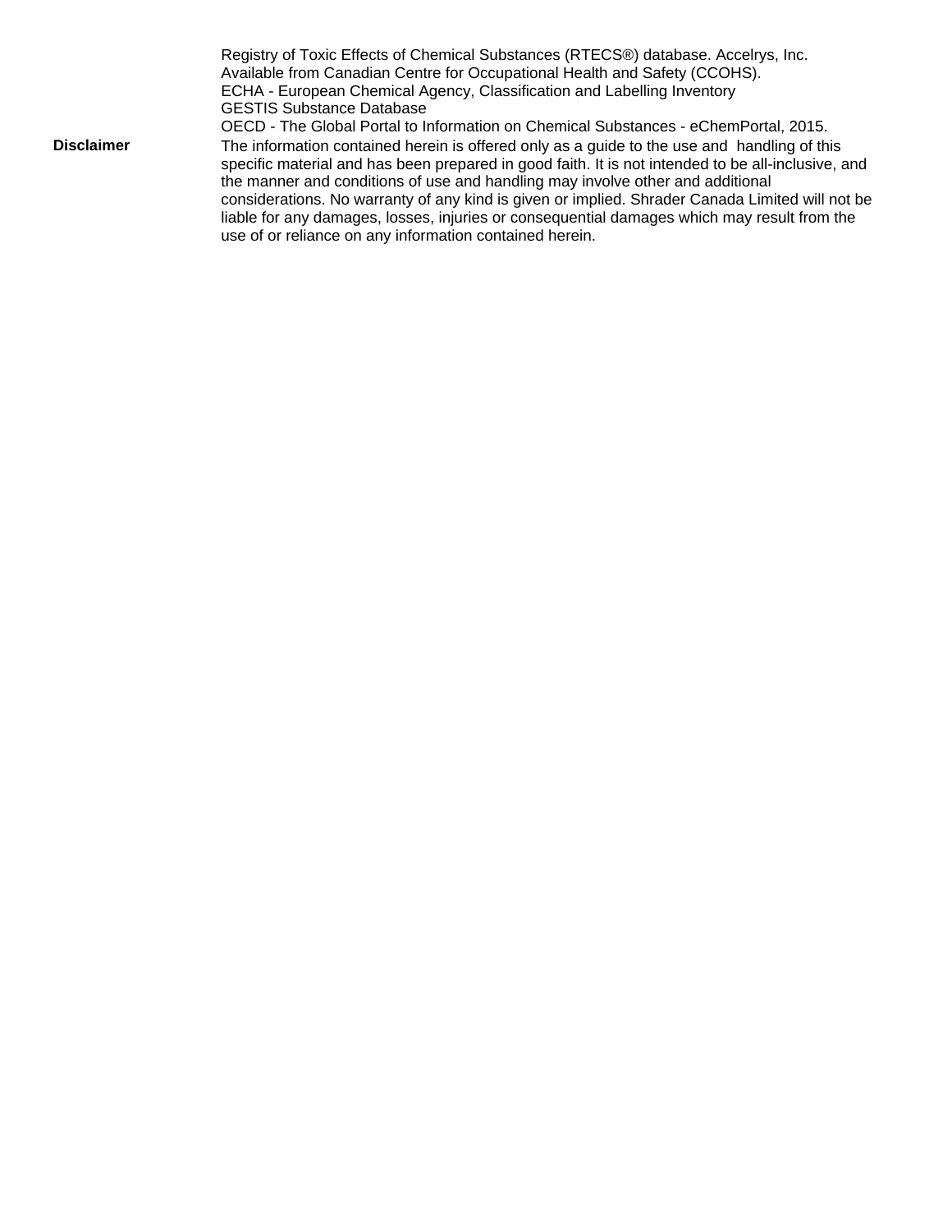Registry of Toxic Effects of Chemical Substances (RTECS®) database. Accelrys, Inc. Available from Canadian Centre for Occupational Health and Safety (CCOHS).
ECHA - European Chemical Agency, Classification and Labelling Inventory
GESTIS Substance Database
OECD - The Global Portal to Information on Chemical Substances - eChemPortal, 2015.

**Disclaimer**

The information contained herein is offered only as a guide to the use and handling of this specific material and has been prepared in good faith. It is not intended to be all-inclusive, and the manner and conditions of use and handling may involve other and additional considerations. No warranty of any kind is given or implied. Shrader Canada Limited will not be liable for any damages, losses, injuries or consequential damages which may result from the use of or reliance on any information contained herein.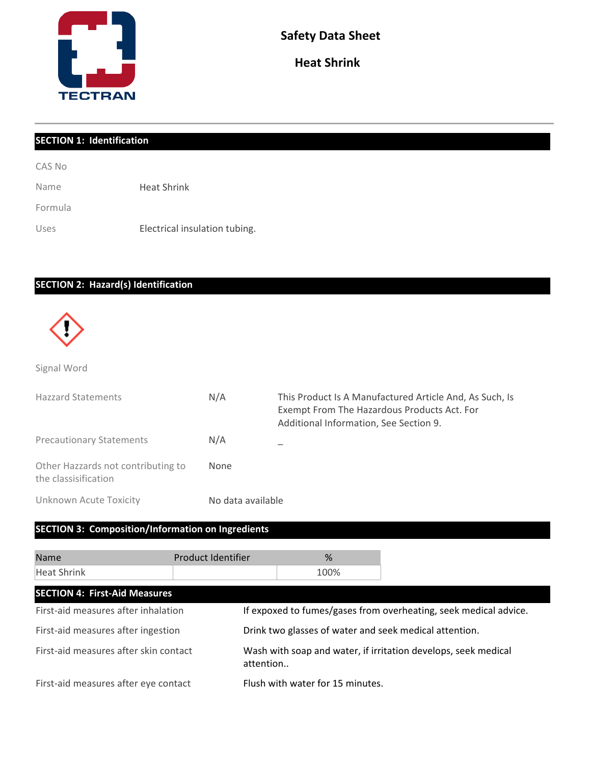TECTRAN

# Safety Data Sheet

## Heat Shrink

## SECTION 1: Identification

| | |
|---|---|
| CAS No | |
| Name | Heat Shrink |
| Formula | |
| Uses | Electrical insulation tubing. |

## SECTION 2: Hazard(s) Identification

Signal Word

| | | |
|---|---|---|
| Hazzard Statements | N/A | This Product Is A Manufactured Article And, As Such, Is Exempt From The Hazardous Products Act. For Additional Information, See Section 9. |
| Precautionary Statements | N/A | _ |
| Other Hazzards not contributing to the classification | None | |
| Unknown Acute Toxicity | No data available | |

## SECTION 3: Composition/Information on Ingredients

| Name | Product Identifier | % |
|---|---|---|
| Heat Shrink | | 100% |

## SECTION 4: First-Aid Measures

| | |
|---|---|
| First-aid measures after inhalation | If expoxed to fumes/gases from overheating, seek medical advice. |
| First-aid measures after ingestion | Drink two glasses of water and seek medical attention. |
| First-aid measures after skin contact | Wash with soap and water, if irritation develops, seek medical attention.. |
| First-aid measures after eye contact | Flush with water for 15 minutes. |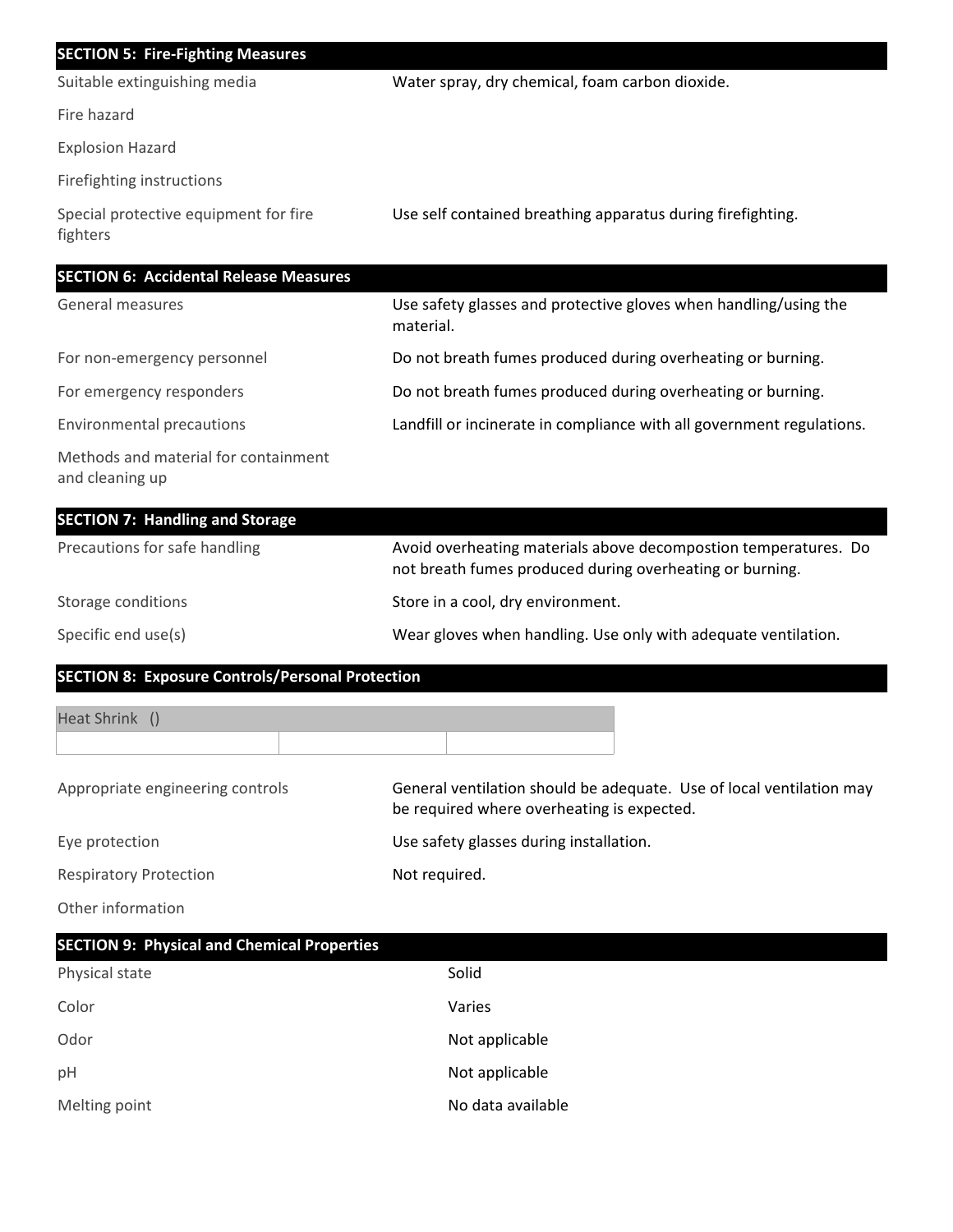## SECTION 5: Fire-Fighting Measures

| | |
|---|---|
| Suitable extinguishing media | Water spray, dry chemical, foam carbon dioxide. |
| Fire hazard | |
| Explosion Hazard | |
| Firefighting instructions | |
| Special protective equipment for fire fighters | Use self contained breathing apparatus during firefighting. |

## SECTION 6: Accidental Release Measures

| | |
|---|---|
| General measures | Use safety glasses and protective gloves when handling/using the material. |
| For non-emergency personnel | Do not breath fumes produced during overheating or burning. |
| For emergency responders | Do not breath fumes produced during overheating or burning. |
| Environmental precautions | Landfill or incinerate in compliance with all government regulations. |
| Methods and material for containment and cleaning up | |

## SECTION 7: Handling and Storage

| | |
|---|---|
| Precautions for safe handling | Avoid overheating materials above decompostion temperatures. Do not breath fumes produced during overheating or burning. |
| Storage conditions | Store in a cool, dry environment. |
| Specific end use(s) | Wear gloves when handling. Use only with adequate ventilation. |

## SECTION 8: Exposure Controls/Personal Protection

| Heat Shrink () | | |
|---|---|---|
| | | |

| | |
|---|---|
| Appropriate engineering controls | General ventilation should be adequate. Use of local ventilation may be required where overheating is expected. |
| Eye protection | Use safety glasses during installation. |
| Respiratory Protection | Not required. |
| Other information | |

## SECTION 9: Physical and Chemical Properties

| | |
|---|---|
| Physical state | Solid |
| Color | Varies |
| Odor | Not applicable |
| pH | Not applicable |
| Melting point | No data available |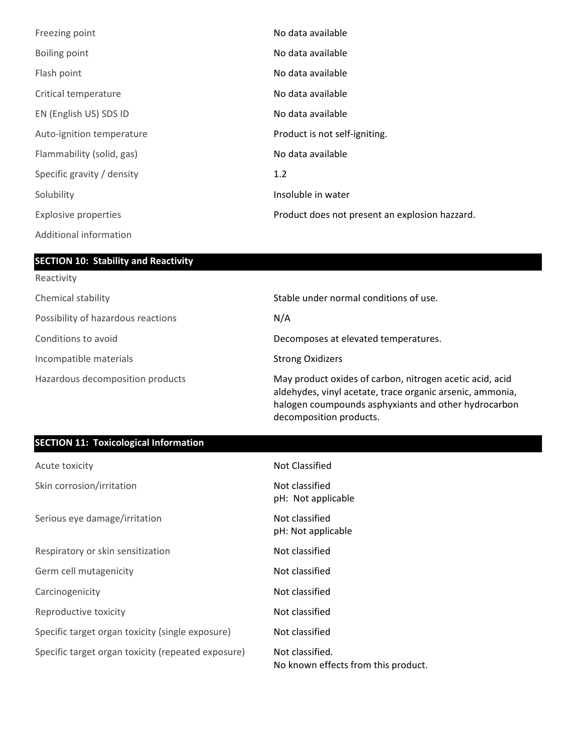| | |
|---|---|
| Freezing point | No data available |
| Boiling point | No data available |
| Flash point | No data available |
| Critical temperature | No data available |
| EN (English US) SDS ID | No data available |
| Auto-ignition temperature | Product is not self-igniting. |
| Flammability (solid, gas) | No data available |
| Specific gravity / density | 1.2 |
| Solubility | Insoluble in water |
| Explosive properties | Product does not present an explosion hazzard. |
| Additional information | |

## SECTION 10: Stability and Reactivity

| | |
|---|---|
| Reactivity | |
| Chemical stability | Stable under normal conditions of use. |
| Possibility of hazardous reactions | N/A |
| Conditions to avoid | Decomposes at elevated temperatures. |
| Incompatible materials | Strong Oxidizers |
| Hazardous decomposition products | May product oxides of carbon, nitrogen acetic acid, acid aldehydes, vinyl acetate, trace organic arsenic, ammonia, halogen coumpounds asphyxiants and other hydrocarbon decomposition products. |

## SECTION 11: Toxicological Information

| | |
|---|---|
| Acute toxicity | Not Classified |
| Skin corrosion/irritation | Not classified<br>pH: Not applicable |
| Serious eye damage/irritation | Not classified<br>pH: Not applicable |
| Respiratory or skin sensitization | Not classified |
| Germ cell mutagenicity | Not classified |
| Carcinogenicity | Not classified |
| Reproductive toxicity | Not classified |
| Specific target organ toxicity (single exposure) | Not classified |
| Specific target organ toxicity (repeated exposure) | Not classified.<br>No known effects from this product. |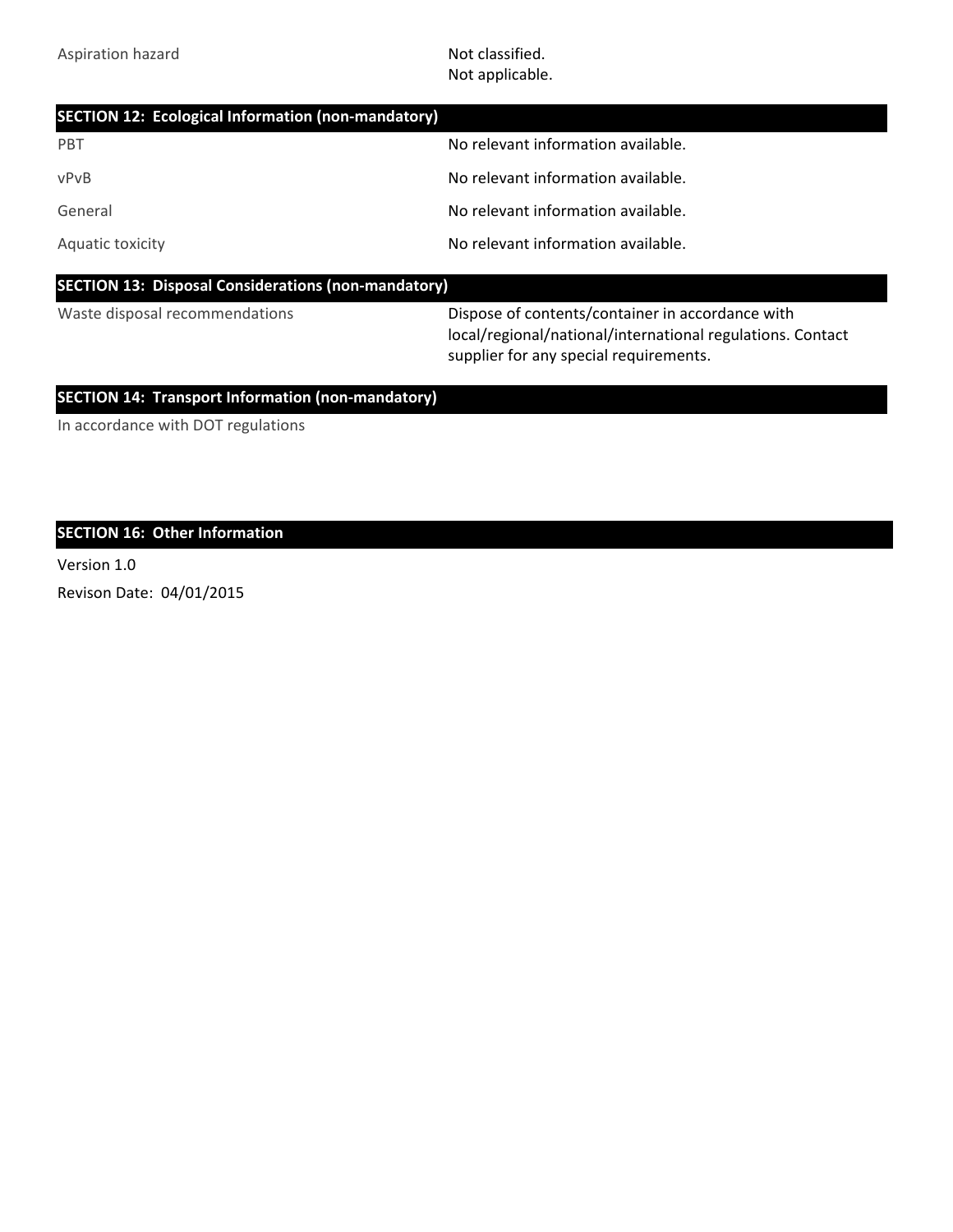| | |
|---|---|
| Aspiration hazard | Not classified.<br>Not applicable. |

## SECTION 12: Ecological Information (non-mandatory)

| | |
|---|---|
| PBT | No relevant information available. |
| vPvB | No relevant information available. |
| General | No relevant information available. |
| Aquatic toxicity | No relevant information available. |

## SECTION 13: Disposal Considerations (non-mandatory)

| | |
|---|---|
| Waste disposal recommendations | Dispose of contents/container in accordance with local/regional/national/international regulations. Contact supplier for any special requirements. |

## SECTION 14: Transport Information (non-mandatory)

In accordance with DOT regulations

## SECTION 16: Other Information

Version 1.0

Revison Date: 04/01/2015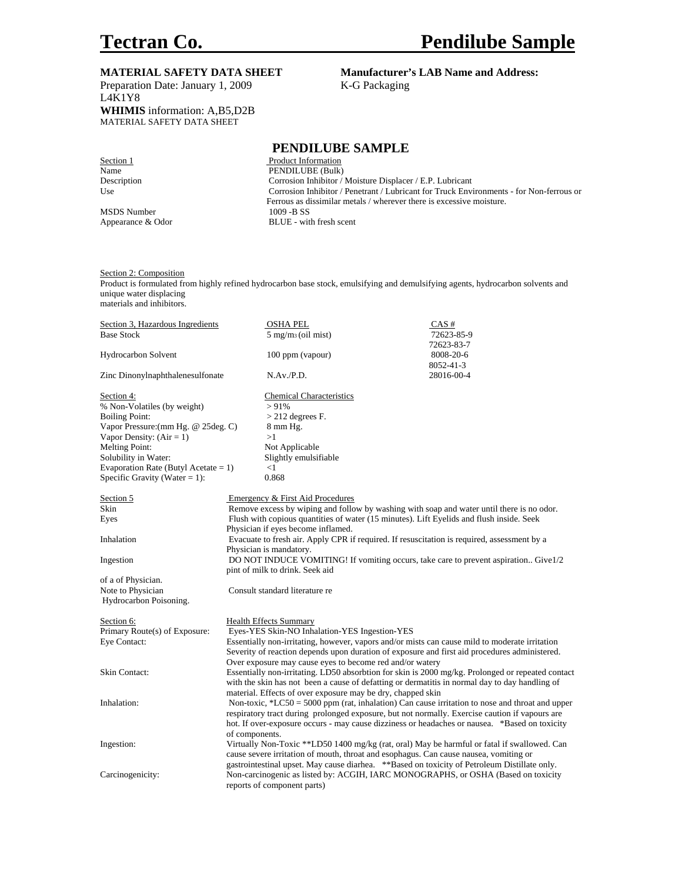# Tectran Co. Pendilube Sample

**MATERIAL SAFETY DATA SHEET**
Preparation Date: January 1, 2009
L4K1Y8
**WHIMIS** information: A,B5,D2B
MATERIAL SAFETY DATA SHEET

**Manufacturer's LAB Name and Address:**
K-G Packaging

## PENDILUBE SAMPLE

| Section 1 | Product Information |
|---|---|
| Name | PENDILUBE (Bulk) |
| Description | Corrosion Inhibitor / Moisture Displacer / E.P. Lubricant |
| Use | Corrosion Inhibitor / Penetrant / Lubricant for Truck Environments - for Non-ferrous or Ferrous as dissimilar metals / wherever there is excessive moisture. |
| MSDS Number | 1009 -B SS |
| Appearance & Odor | BLUE - with fresh scent |

Section 2: Composition

Product is formulated from highly refined hydrocarbon base stock, emulsifying and demulsifying agents, hydrocarbon solvents and unique water displacing materials and inhibitors.

| Section 3, Hazardous Ingredients | OSHA PEL | CAS # |
|---|---|---|
| Base Stock | 5 $mg/m^3$ (oil mist) | 72623-85-9<br>72623-83-7 |
| Hydrocarbon Solvent | 100 ppm (vapour) | 8008-20-6<br>8052-41-3 |
| Zinc Dinonylnaphthalenesulfonate | N.Av./P.D. | 28016-00-4 |

| Section 4: | Chemical Characteristics |
|---|---|
| % Non-Volatiles (by weight) | > 91% |
| Boiling Point: | > 212 degrees F. |
| Vapor Pressure:(mm Hg. @ 25deg. C) | 8 mm Hg. |
| Vapor Density: (Air = 1) | >1 |
| Melting Point: | Not Applicable |
| Solubility in Water: | Slightly emulsifiable |
| Evaporation Rate (Butyl Acetate = 1) | <1 |
| Specific Gravity (Water = 1): | 0.868 |

| Section 5 | Emergency & First Aid Procedures |
|---|---|
| Skin | Remove excess by wiping and follow by washing with soap and water until there is no odor. |
| Eyes | Flush with copious quantities of water (15 minutes). Lift Eyelids and flush inside. Seek Physician if eyes become inflamed. |
| Inhalation | Evacuate to fresh air. Apply CPR if required. If resuscitation is required, assessment by a Physician is mandatory. |
| Ingestion | DO NOT INDUCE VOMITING! If vomiting occurs, take care to prevent aspiration.. Give1/2 pint of milk to drink. Seek aid of a of Physician. |
| Note to Physician | Consult standard literature re Hydrocarbon Poisoning. |

| Section 6: | Health Effects Summary |
|---|---|
| Primary Route(s) of Exposure: | Eyes-YES Skin-NO Inhalation-YES Ingestion-YES |
| Eye Contact: | Essentially non-irritating, however, vapors and/or mists can cause mild to moderate irritation Severity of reaction depends upon duration of exposure and first aid procedures administered. Over exposure may cause eyes to become red and/or watery |
| Skin Contact: | Essentially non-irritating. LD50 absorbtion for skin is 2000 mg/kg. Prolonged or repeated contact with the skin has not been a cause of defatting or dermatitis in normal day to day handling of material. Effects of over exposure may be dry, chapped skin |
| Inhalation: | Non-toxic, *LC50 = 5000 ppm (rat, inhalation) Can cause irritation to nose and throat and upper respiratory tract during prolonged exposure, but not normally. Exercise caution if vapours are hot. If over-exposure occurs - may cause dizziness or headaches or nausea. *Based on toxicity of components. |
| Ingestion: | Virtually Non-Toxic **LD50 1400 mg/kg (rat, oral) May be harmful or fatal if swallowed. Can cause severe irritation of mouth, throat and esophagus. Can cause nausea, vomiting or gastrointestinal upset. May cause diarhea. **Based on toxicity of Petroleum Distillate only. |
| Carcinogenicity: | Non-carcinogenic as listed by: ACGIH, IARC MONOGRAPHS, or OSHA (Based on toxicity reports of component parts) |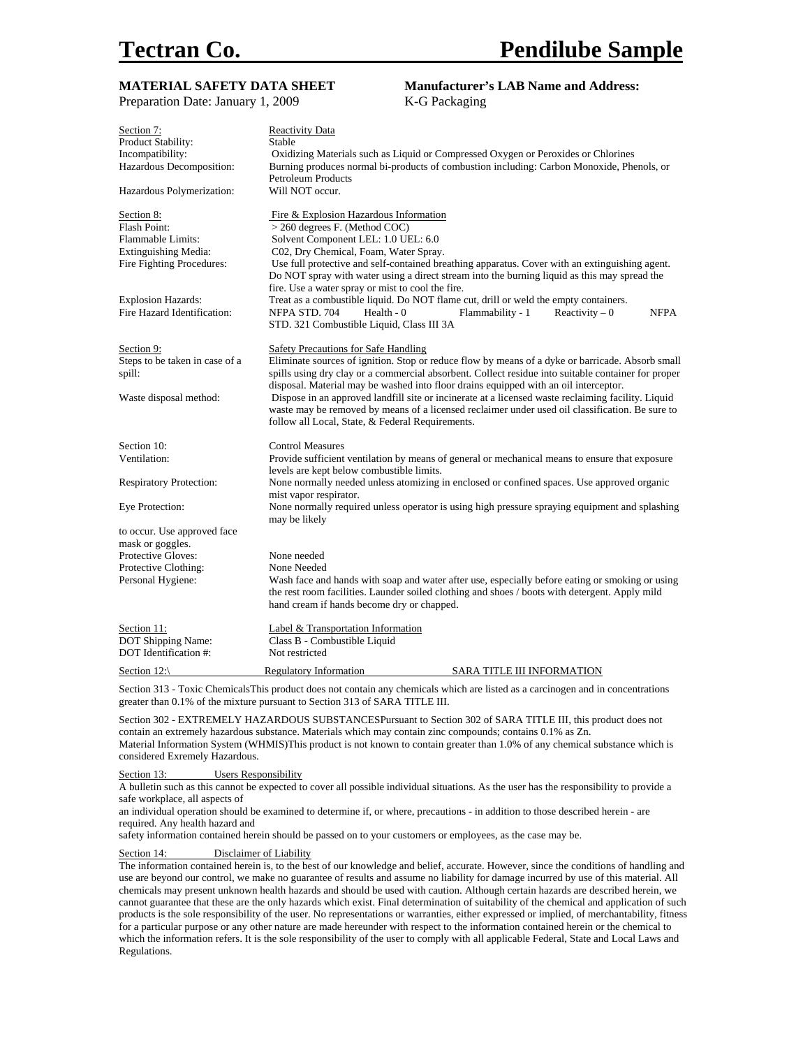# Tectran Co. Pendilube Sample

**MATERIAL SAFETY DATA SHEET**
Preparation Date: January 1, 2009

**Manufacturer's LAB Name and Address:**
K-G Packaging

| | |
|---|---|
| Section 7: | Reactivity Data |
| Product Stability: | Stable |
| Incompatibility: | Oxidizing Materials such as Liquid or Compressed Oxygen or Peroxides or Chlorines |
| Hazardous Decomposition: | Burning produces normal bi-products of combustion including: Carbon Monoxide, Phenols, or Petroleum Products |
| Hazardous Polymerization: | Will NOT occur. |

| | |
|---|---|
| Section 8: | Fire & Explosion Hazardous Information |
| Flash Point: | > 260 degrees F. (Method COC) |
| Flammable Limits: | Solvent Component LEL: 1.0 UEL: 6.0 |
| Extinguishing Media: | C02, Dry Chemical, Foam, Water Spray. |
| Fire Fighting Procedures: | Use full protective and self-contained breathing apparatus. Cover with an extinguishing agent. Do NOT spray with water using a direct stream into the burning liquid as this may spread the fire. Use a water spray or mist to cool the fire. |
| Explosion Hazards: | Treat as a combustible liquid. Do NOT flame cut, drill or weld the empty containers. |
| Fire Hazard Identification: | NFPA STD. 704 Health - 0 Flammability - 1 Reactivity – 0 NFPA STD. 321 Combustible Liquid, Class III 3A |

| | |
|---|---|
| Section 9: | Safety Precautions for Safe Handling |
| Steps to be taken in case of a spill: | Eliminate sources of ignition. Stop or reduce flow by means of a dyke or barricade. Absorb small spills using dry clay or a commercial absorbent. Collect residue into suitable container for proper disposal. Material may be washed into floor drains equipped with an oil interceptor. |
| Waste disposal method: | Dispose in an approved landfill site or incinerate at a licensed waste reclaiming facility. Liquid waste may be removed by means of a licensed reclaimer under used oil classification. Be sure to follow all Local, State, & Federal Requirements. |

| | |
|---|---|
| Section 10: | Control Measures |
| Ventilation: | Provide sufficient ventilation by means of general or mechanical means to ensure that exposure levels are kept below combustible limits. |
| Respiratory Protection: | None normally needed unless atomizing in enclosed or confined spaces. Use approved organic mist vapor respirator. |
| Eye Protection: | None normally required unless operator is using high pressure spraying equipment and splashing may be likely to occur. Use approved face mask or goggles. |
| Protective Gloves: | None needed |
| Protective Clothing: | None Needed |
| Personal Hygiene: | Wash face and hands with soap and water after use, especially before eating or smoking or using the rest room facilities. Launder soiled clothing and shoes / boots with detergent. Apply mild hand cream if hands become dry or chapped. |

| | |
|---|---|
| Section 11: | Label & Transportation Information |
| DOT Shipping Name: | Class B - Combustible Liquid |
| DOT Identification #: | Not restricted |

Section 12:\ Regulatory Information SARA TITLE III INFORMATION

Section 313 - Toxic ChemicalsThis product does not contain any chemicals which are listed as a carcinogen and in concentrations greater than 0.1% of the mixture pursuant to Section 313 of SARA TITLE III.

Section 302 - EXTREMELY HAZARDOUS SUBSTANCESPursuant to Section 302 of SARA TITLE III, this product does not contain an extremely hazardous substance. Materials which may contain zinc compounds; contains 0.1% as Zn.
Material Information System (WHMIS)This product is not known to contain greater than 1.0% of any chemical substance which is considered Exremely Hazardous.

Section 13: Users Responsibility

A bulletin such as this cannot be expected to cover all possible individual situations. As the user has the responsibility to provide a safe workplace, all aspects of
an individual operation should be examined to determine if, or where, precautions - in addition to those described herein - are required. Any health hazard and
safety information contained herein should be passed on to your customers or employees, as the case may be.

Section 14: Disclaimer of Liability

The information contained herein is, to the best of our knowledge and belief, accurate. However, since the conditions of handling and use are beyond our control, we make no guarantee of results and assume no liability for damage incurred by use of this material. All chemicals may present unknown health hazards and should be used with caution. Although certain hazards are described herein, we cannot guarantee that these are the only hazards which exist. Final determination of suitability of the chemical and application of such products is the sole responsibility of the user. No representations or warranties, either expressed or implied, of merchantability, fitness for a particular purpose or any other nature are made hereunder with respect to the information contained herein or the chemical to which the information refers. It is the sole responsibility of the user to comply with all applicable Federal, State and Local Laws and Regulations.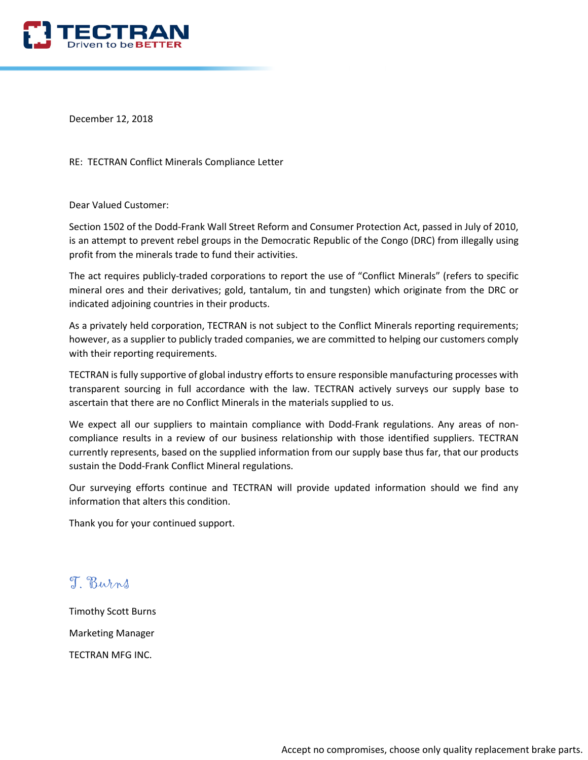TECTRAN
Driven to be BETTER

December 12, 2018

RE: TECTRAN Conflict Minerals Compliance Letter

Dear Valued Customer:

Section 1502 of the Dodd-Frank Wall Street Reform and Consumer Protection Act, passed in July of 2010, is an attempt to prevent rebel groups in the Democratic Republic of the Congo (DRC) from illegally using profit from the minerals trade to fund their activities.

The act requires publicly-traded corporations to report the use of "Conflict Minerals" (refers to specific mineral ores and their derivatives; gold, tantalum, tin and tungsten) which originate from the DRC or indicated adjoining countries in their products.

As a privately held corporation, TECTRAN is not subject to the Conflict Minerals reporting requirements; however, as a supplier to publicly traded companies, we are committed to helping our customers comply with their reporting requirements.

TECTRAN is fully supportive of global industry efforts to ensure responsible manufacturing processes with transparent sourcing in full accordance with the law. TECTRAN actively surveys our supply base to ascertain that there are no Conflict Minerals in the materials supplied to us.

We expect all our suppliers to maintain compliance with Dodd-Frank regulations. Any areas of non-compliance results in a review of our business relationship with those identified suppliers. TECTRAN currently represents, based on the supplied information from our supply base thus far, that our products sustain the Dodd-Frank Conflict Mineral regulations.

Our surveying efforts continue and TECTRAN will provide updated information should we find any information that alters this condition.

Thank you for your continued support.

T. Burns

Timothy Scott Burns

Marketing Manager

TECTRAN MFG INC.

Accept no compromises, choose only quality replacement brake parts.